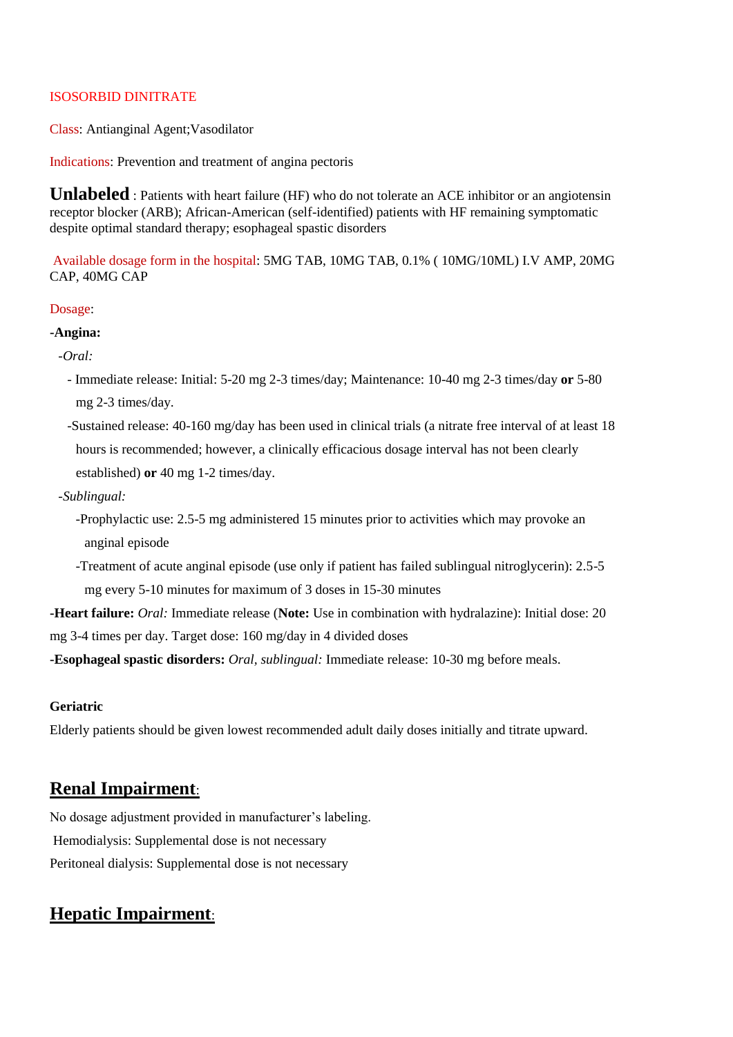ISOSORBID DINITRATE

Class: Antianginal Agent;Vasodilator

Indications: Prevention and treatment of angina pectoris

**Unlabeled** : Patients with heart failure (HF) who do not tolerate an ACE inhibitor or an angiotensin receptor blocker (ARB); African-American (self-identified) patients with HF remaining symptomatic despite optimal standard therapy; esophageal spastic disorders

Available dosage form in the hospital: 5MG TAB, 10MG TAB, 0.1% ( 10MG/10ML) I.V AMP, 20MG CAP, 40MG CAP

Dosage:

**-Angina:**

*-Oral:*

- Immediate release: Initial: 5-20 mg 2-3 times/day; Maintenance: 10-40 mg 2-3 times/day **or** 5-80 mg 2-3 times/day.
- Sustained release: 40-160 mg/day has been used in clinical trials (a nitrate free interval of at least 18 hours is recommended; however, a clinically efficacious dosage interval has not been clearly established) **or** 40 mg 1-2 times/day.

*-Sublingual:*

- Prophylactic use: 2.5-5 mg administered 15 minutes prior to activities which may provoke an anginal episode
- Treatment of acute anginal episode (use only if patient has failed sublingual nitroglycerin): 2.5-5 mg every 5-10 minutes for maximum of 3 doses in 15-30 minutes

**-Heart failure:** *Oral:* Immediate release (**Note:** Use in combination with hydralazine): Initial dose: 20 mg 3-4 times per day. Target dose: 160 mg/day in 4 divided doses

**-Esophageal spastic disorders:** *Oral, sublingual:* Immediate release: 10-30 mg before meals.

**Geriatric**

Elderly patients should be given lowest recommended adult daily doses initially and titrate upward.

## Renal Impairment:

No dosage adjustment provided in manufacturer's labeling.

Hemodialysis: Supplemental dose is not necessary

Peritoneal dialysis: Supplemental dose is not necessary

## Hepatic Impairment: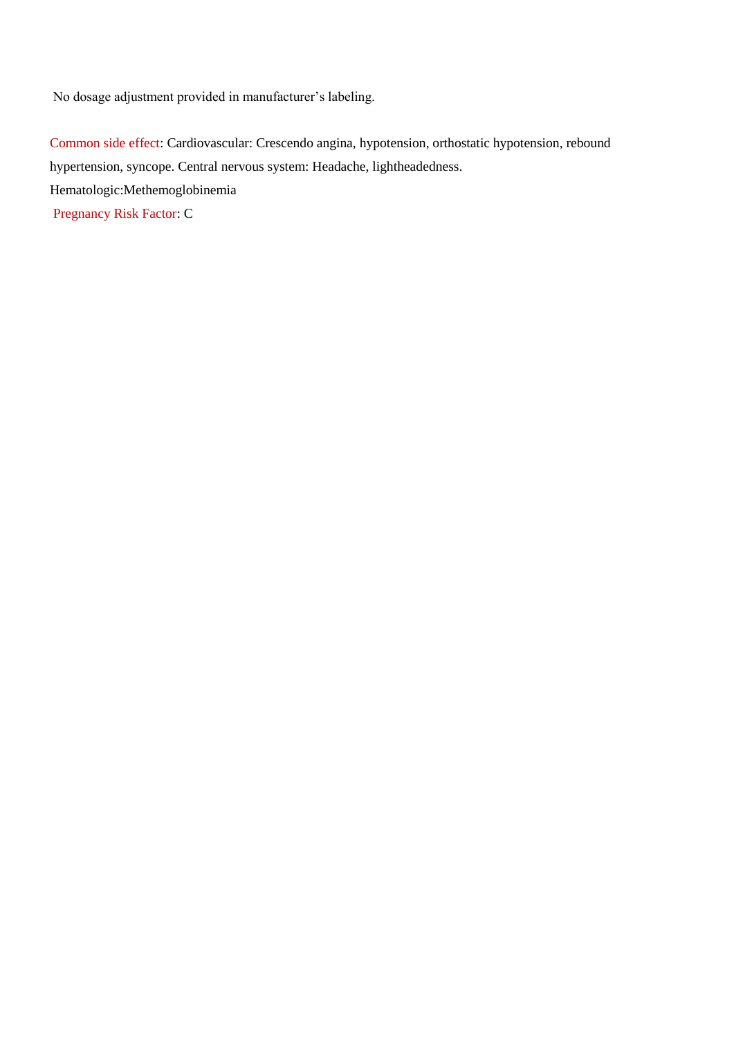No dosage adjustment provided in manufacturer's labeling.

Common side effect: Cardiovascular: Crescendo angina, hypotension, orthostatic hypotension, rebound hypertension, syncope. Central nervous system: Headache, lightheadedness.
Hematologic:Methemoglobinemia

Pregnancy Risk Factor: C